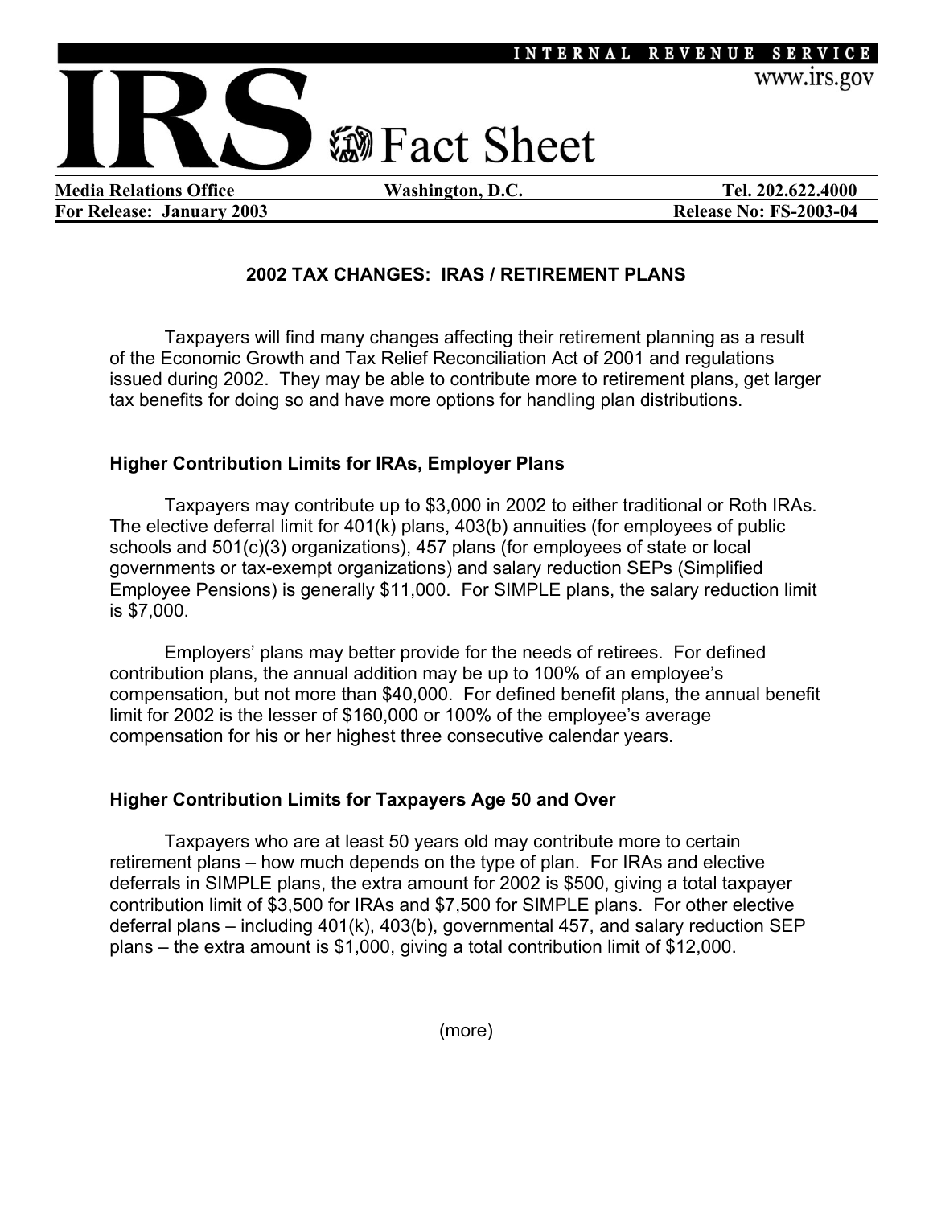INTERNAL REVENUE SERVICE

www.irs.gov

# IRS Fact Sheet

**Media Relations Office** | **Washington, D.C.** | **Tel. 202.622.4000**

**For Release: January 2003** | **Release No: FS-2003-04**

## 2002 TAX CHANGES: IRAS / RETIREMENT PLANS

Taxpayers will find many changes affecting their retirement planning as a result of the Economic Growth and Tax Relief Reconciliation Act of 2001 and regulations issued during 2002. They may be able to contribute more to retirement plans, get larger tax benefits for doing so and have more options for handling plan distributions.

### Higher Contribution Limits for IRAs, Employer Plans

Taxpayers may contribute up to $3,000 in 2002 to either traditional or Roth IRAs. The elective deferral limit for 401(k) plans, 403(b) annuities (for employees of public schools and 501(c)(3) organizations), 457 plans (for employees of state or local governments or tax-exempt organizations) and salary reduction SEPs (Simplified Employee Pensions) is generally $11,000. For SIMPLE plans, the salary reduction limit is $7,000.

Employers' plans may better provide for the needs of retirees. For defined contribution plans, the annual addition may be up to 100% of an employee's compensation, but not more than $40,000. For defined benefit plans, the annual benefit limit for 2002 is the lesser of $160,000 or 100% of the employee's average compensation for his or her highest three consecutive calendar years.

### Higher Contribution Limits for Taxpayers Age 50 and Over

Taxpayers who are at least 50 years old may contribute more to certain retirement plans – how much depends on the type of plan. For IRAs and elective deferrals in SIMPLE plans, the extra amount for 2002 is $500, giving a total taxpayer contribution limit of $3,500 for IRAs and $7,500 for SIMPLE plans. For other elective deferral plans – including 401(k), 403(b), governmental 457, and salary reduction SEP plans – the extra amount is $1,000, giving a total contribution limit of $12,000.

(more)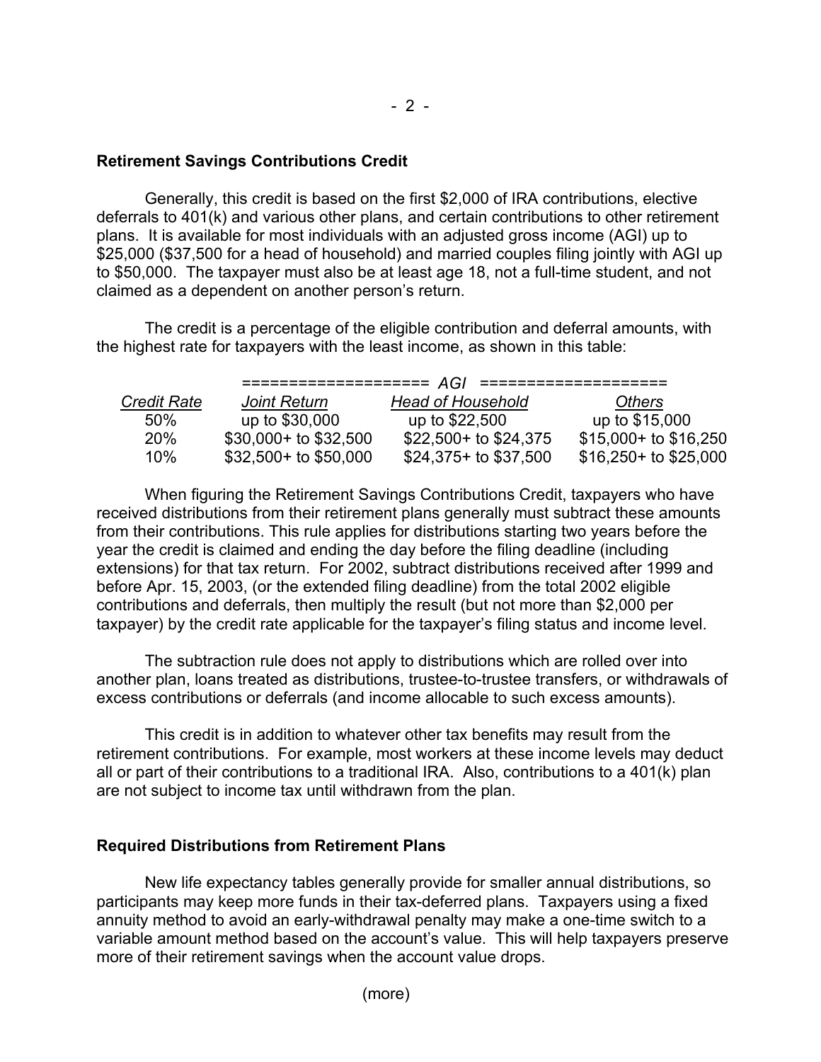## Retirement Savings Contributions Credit

Generally, this credit is based on the first $2,000 of IRA contributions, elective deferrals to 401(k) and various other plans, and certain contributions to other retirement plans. It is available for most individuals with an adjusted gross income (AGI) up to $25,000 ($37,500 for a head of household) and married couples filing jointly with AGI up to $50,000. The taxpayer must also be at least age 18, not a full-time student, and not claimed as a dependent on another person's return.

The credit is a percentage of the eligible contribution and deferral amounts, with the highest rate for taxpayers with the least income, as shown in this table:

| | AGI | | |
|---|---|---|---|
| *Credit Rate* | *Joint Return* | *Head of Household* | *Others* |
| 50% | up to $30,000 | up to $22,500 | up to $15,000 |
| 20% | $30,000+ to $32,500 | $22,500+ to $24,375 | $15,000+ to $16,250 |
| 10% | $32,500+ to $50,000 | $24,375+ to $37,500 | $16,250+ to $25,000 |

When figuring the Retirement Savings Contributions Credit, taxpayers who have received distributions from their retirement plans generally must subtract these amounts from their contributions. This rule applies for distributions starting two years before the year the credit is claimed and ending the day before the filing deadline (including extensions) for that tax return. For 2002, subtract distributions received after 1999 and before Apr. 15, 2003, (or the extended filing deadline) from the total 2002 eligible contributions and deferrals, then multiply the result (but not more than $2,000 per taxpayer) by the credit rate applicable for the taxpayer's filing status and income level.

The subtraction rule does not apply to distributions which are rolled over into another plan, loans treated as distributions, trustee-to-trustee transfers, or withdrawals of excess contributions or deferrals (and income allocable to such excess amounts).

This credit is in addition to whatever other tax benefits may result from the retirement contributions. For example, most workers at these income levels may deduct all or part of their contributions to a traditional IRA. Also, contributions to a 401(k) plan are not subject to income tax until withdrawn from the plan.

## Required Distributions from Retirement Plans

New life expectancy tables generally provide for smaller annual distributions, so participants may keep more funds in their tax-deferred plans. Taxpayers using a fixed annuity method to avoid an early-withdrawal penalty may make a one-time switch to a variable amount method based on the account's value. This will help taxpayers preserve more of their retirement savings when the account value drops.

(more)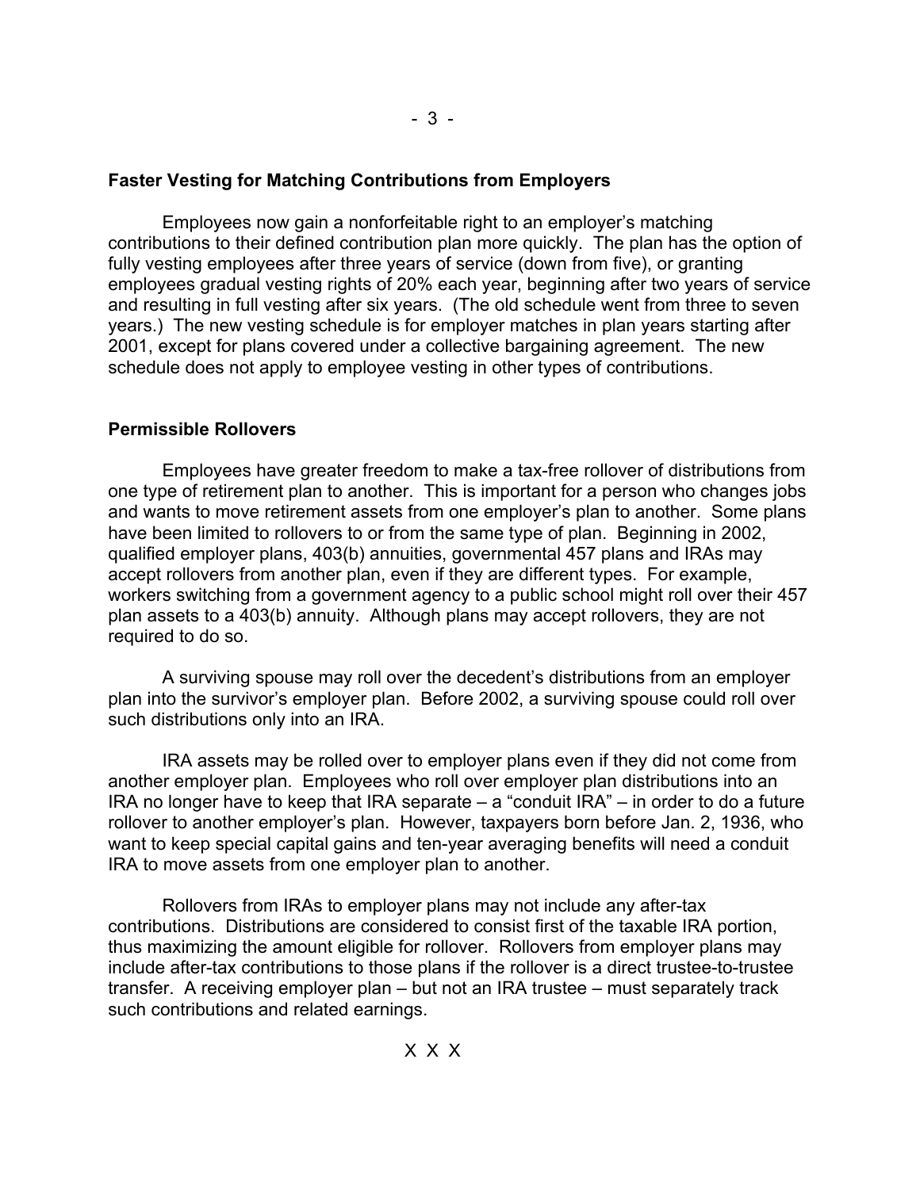## Faster Vesting for Matching Contributions from Employers

Employees now gain a nonforfeitable right to an employer's matching contributions to their defined contribution plan more quickly. The plan has the option of fully vesting employees after three years of service (down from five), or granting employees gradual vesting rights of 20% each year, beginning after two years of service and resulting in full vesting after six years. (The old schedule went from three to seven years.) The new vesting schedule is for employer matches in plan years starting after 2001, except for plans covered under a collective bargaining agreement. The new schedule does not apply to employee vesting in other types of contributions.

## Permissible Rollovers

Employees have greater freedom to make a tax-free rollover of distributions from one type of retirement plan to another. This is important for a person who changes jobs and wants to move retirement assets from one employer's plan to another. Some plans have been limited to rollovers to or from the same type of plan. Beginning in 2002, qualified employer plans, 403(b) annuities, governmental 457 plans and IRAs may accept rollovers from another plan, even if they are different types. For example, workers switching from a government agency to a public school might roll over their 457 plan assets to a 403(b) annuity. Although plans may accept rollovers, they are not required to do so.

A surviving spouse may roll over the decedent's distributions from an employer plan into the survivor's employer plan. Before 2002, a surviving spouse could roll over such distributions only into an IRA.

IRA assets may be rolled over to employer plans even if they did not come from another employer plan. Employees who roll over employer plan distributions into an IRA no longer have to keep that IRA separate – a "conduit IRA" – in order to do a future rollover to another employer's plan. However, taxpayers born before Jan. 2, 1936, who want to keep special capital gains and ten-year averaging benefits will need a conduit IRA to move assets from one employer plan to another.

Rollovers from IRAs to employer plans may not include any after-tax contributions. Distributions are considered to consist first of the taxable IRA portion, thus maximizing the amount eligible for rollover. Rollovers from employer plans may include after-tax contributions to those plans if the rollover is a direct trustee-to-trustee transfer. A receiving employer plan – but not an IRA trustee – must separately track such contributions and related earnings.

X X X